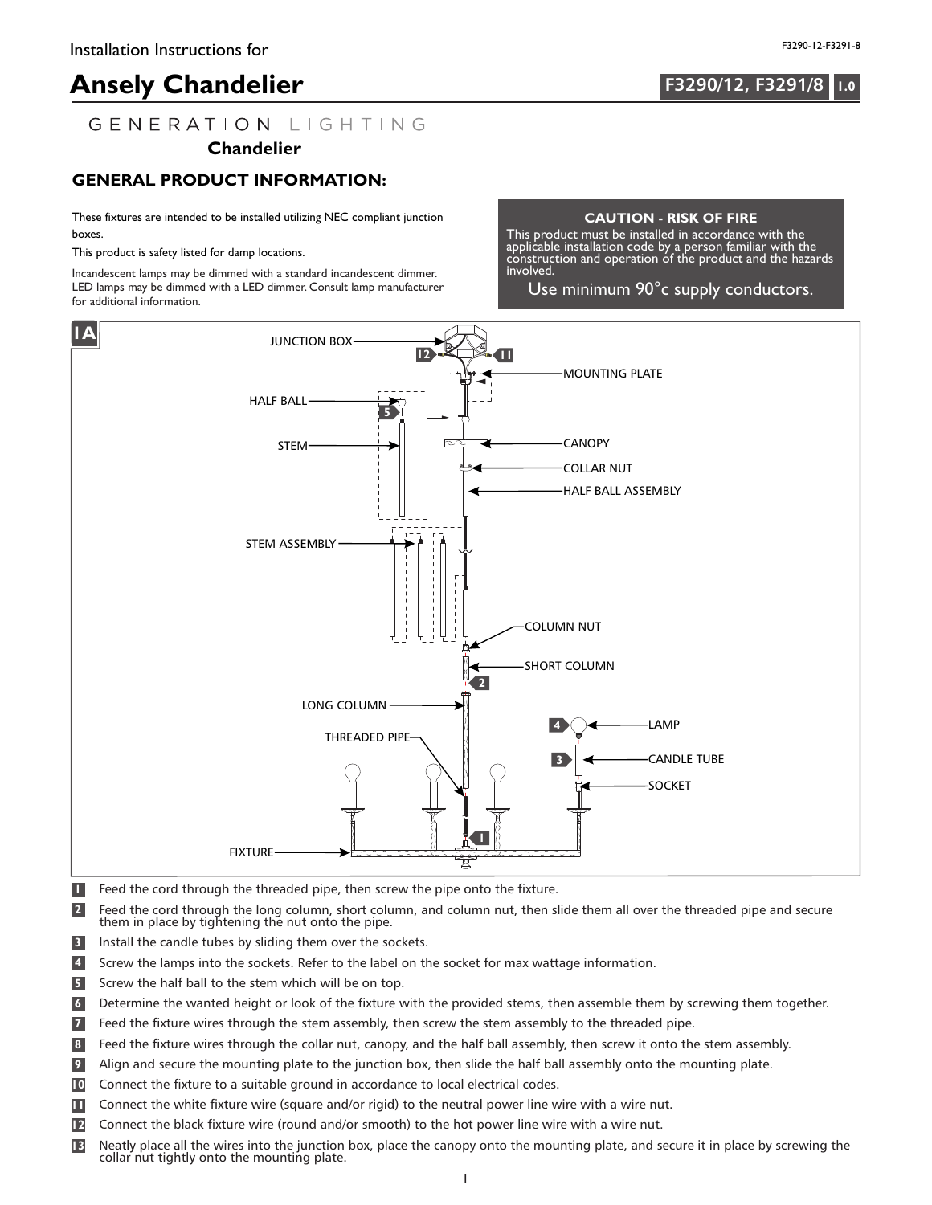Installation Instructions for

# Ansely Chandelier

**F3290/12, F3291/8** 1.0

GENERATION LIGHTING

**Chandelier**

## GENERAL PRODUCT INFORMATION:

These fixtures are intended to be installed utilizing NEC compliant junction boxes.

This product is safety listed for damp locations.

Incandescent lamps may be dimmed with a standard incandescent dimmer. LED lamps may be dimmed with a LED dimmer. Consult lamp manufacturer for additional information.

**CAUTION - RISK OF FIRE**

This product must be installed in accordance with the applicable installation code by a person familiar with the construction and operation of the product and the hazards involved.

Use minimum 90°c supply conductors.

1A

JUNCTION BOX, MOUNTING PLATE, HALF BALL, STEM, CANOPY, COLLAR NUT, HALF BALL ASSEMBLY, STEM ASSEMBLY, COLUMN NUT, SHORT COLUMN, LONG COLUMN, THREADED PIPE, LAMP, CANDLE TUBE, SOCKET, FIXTURE

1. Feed the cord through the threaded pipe, then screw the pipe onto the fixture.
2. Feed the cord through the long column, short column, and column nut, then slide them all over the threaded pipe and secure them in place by tightening the nut onto the pipe.
3. Install the candle tubes by sliding them over the sockets.
4. Screw the lamps into the sockets. Refer to the label on the socket for max wattage information.
5. Screw the half ball to the stem which will be on top.
6. Determine the wanted height or look of the fixture with the provided stems, then assemble them by screwing them together.
7. Feed the fixture wires through the stem assembly, then screw the stem assembly to the threaded pipe.
8. Feed the fixture wires through the collar nut, canopy, and the half ball assembly, then screw it onto the stem assembly.
9. Align and secure the mounting plate to the junction box, then slide the half ball assembly onto the mounting plate.
10. Connect the fixture to a suitable ground in accordance to local electrical codes.
11. Connect the white fixture wire (square and/or rigid) to the neutral power line wire with a wire nut.
12. Connect the black fixture wire (round and/or smooth) to the hot power line wire with a wire nut.
13. Neatly place all the wires into the junction box, place the canopy onto the mounting plate, and secure it in place by screwing the collar nut tightly onto the mounting plate.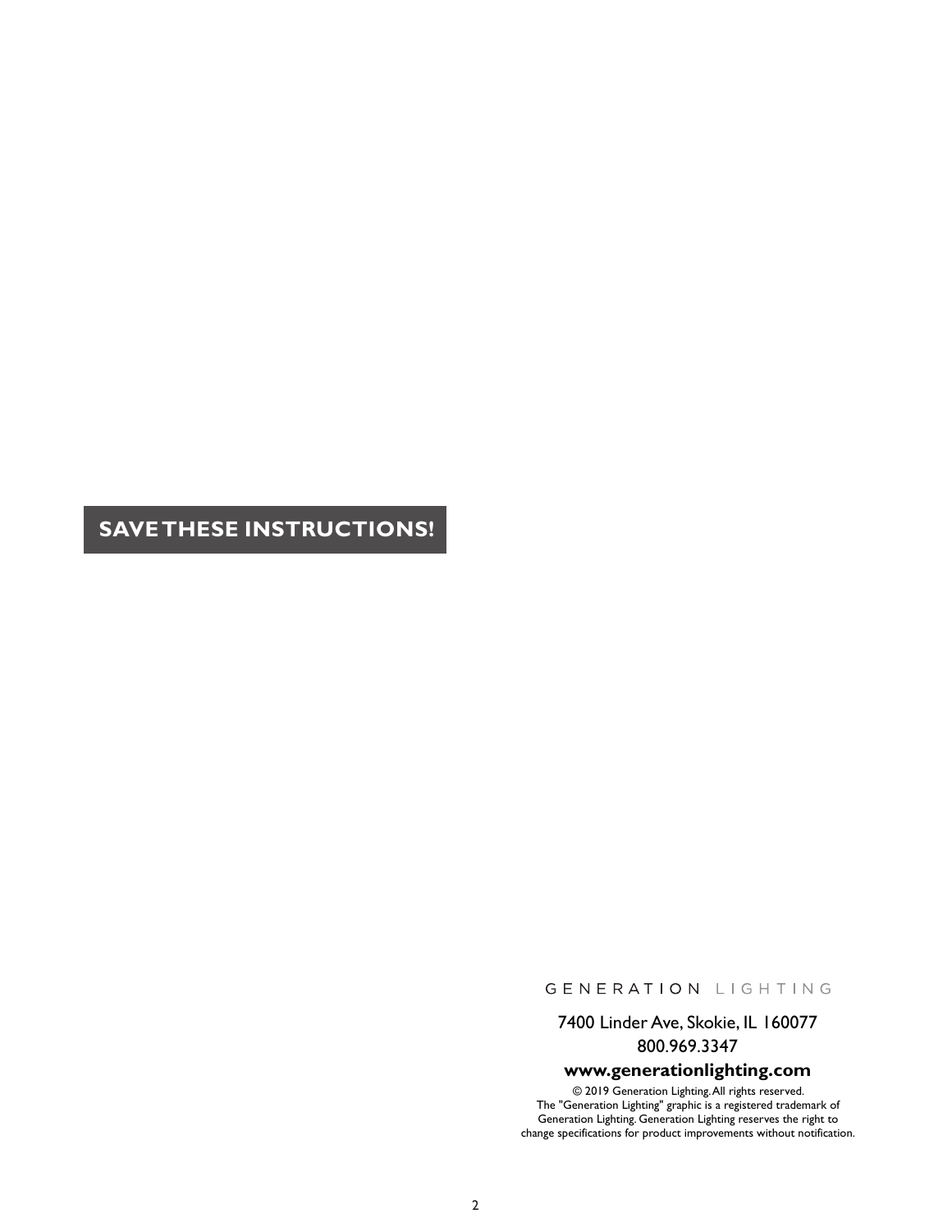**SAVE THESE INSTRUCTIONS!**

GENERATION LIGHTING

7400 Linder Ave, Skokie, IL 160077

800.969.3347

**www.generationlighting.com**

© 2019 Generation Lighting. All rights reserved.
The "Generation Lighting" graphic is a registered trademark of Generation Lighting. Generation Lighting reserves the right to change specifications for product improvements without notification.